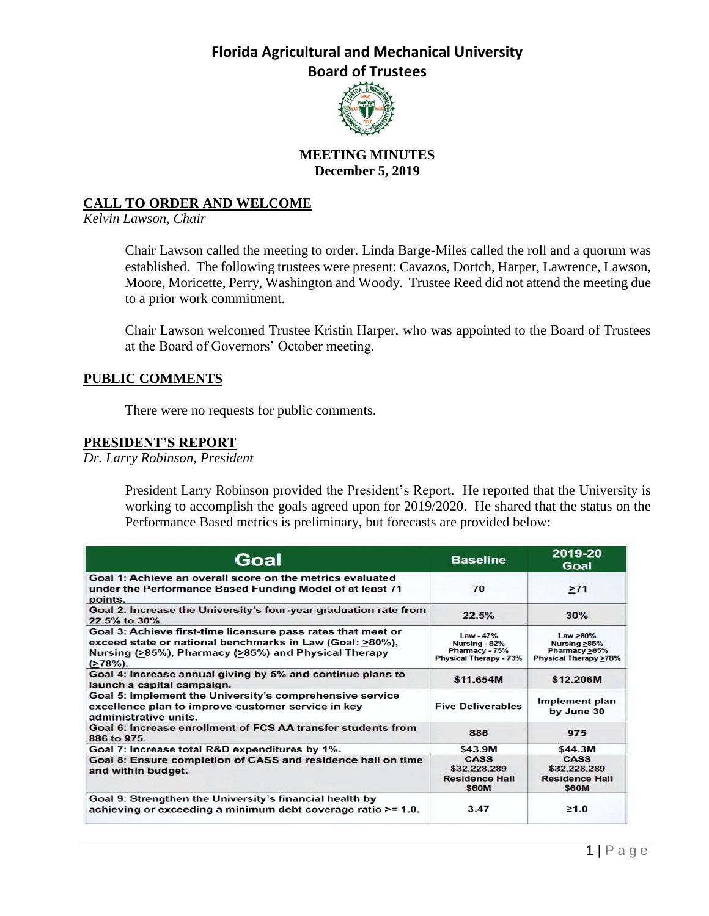# Florida Agricultural and Mechanical University

## Board of Trustees

**MEETING MINUTES**
**December 5, 2019**

## CALL TO ORDER AND WELCOME

*Kelvin Lawson, Chair*

Chair Lawson called the meeting to order. Linda Barge-Miles called the roll and a quorum was established. The following trustees were present: Cavazos, Dortch, Harper, Lawrence, Lawson, Moore, Moricette, Perry, Washington and Woody. Trustee Reed did not attend the meeting due to a prior work commitment.

Chair Lawson welcomed Trustee Kristin Harper, who was appointed to the Board of Trustees at the Board of Governors' October meeting.

## PUBLIC COMMENTS

There were no requests for public comments.

## PRESIDENT'S REPORT

*Dr. Larry Robinson, President*

President Larry Robinson provided the President's Report. He reported that the University is working to accomplish the goals agreed upon for 2019/2020. He shared that the status on the Performance Based metrics is preliminary, but forecasts are provided below:

| Goal | Baseline | 2019-20 Goal |
|---|---|---|
| Goal 1: Achieve an overall score on the metrics evaluated under the Performance Based Funding Model of at least 71 points. | 70 | ≥71 |
| Goal 2: Increase the University's four-year graduation rate from 22.5% to 30%. | 22.5% | 30% |
| Goal 3: Achieve first-time licensure pass rates that meet or exceed state or national benchmarks in Law (Goal: ≥80%), Nursing (≥85%), Pharmacy (≥85%) and Physical Therapy (≥78%). | Law - 47%<br>Nursing - 82%<br>Pharmacy - 75%<br>Physical Therapy - 73% | Law ≥80%<br>Nursing ≥85%<br>Pharmacy ≥85%<br>Physical Therapy ≥78% |
| Goal 4: Increase annual giving by 5% and continue plans to launch a capital campaign. | $11.654M | $12.206M |
| Goal 5: Implement the University's comprehensive service excellence plan to improve customer service in key administrative units. | Five Deliverables | Implement plan by June 30 |
| Goal 6: Increase enrollment of FCS AA transfer students from 886 to 975. | 886 | 975 |
| Goal 7: Increase total R&D expenditures by 1%. | $43.9M | $44.3M |
| Goal 8: Ensure completion of CASS and residence hall on time and within budget. | CASS<br>$32,228,289<br>Residence Hall<br>$60M | CASS<br>$32,228,289<br>Residence Hall<br>$60M |
| Goal 9: Strengthen the University's financial health by achieving or exceeding a minimum debt coverage ratio >= 1.0. | 3.47 | ≥1.0 |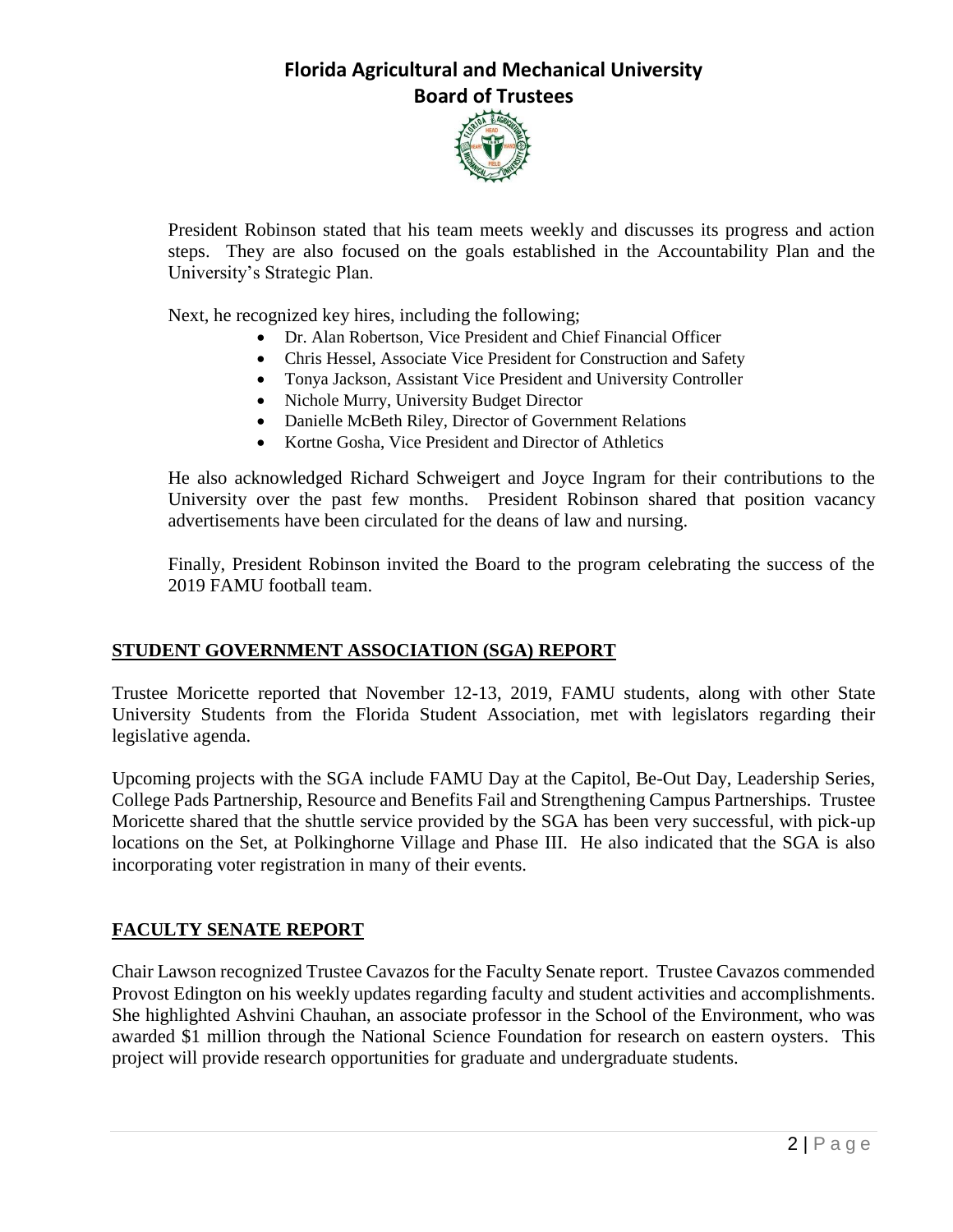President Robinson stated that his team meets weekly and discusses its progress and action steps. They are also focused on the goals established in the Accountability Plan and the University's Strategic Plan.

Next, he recognized key hires, including the following;

- Dr. Alan Robertson, Vice President and Chief Financial Officer
- Chris Hessel, Associate Vice President for Construction and Safety
- Tonya Jackson, Assistant Vice President and University Controller
- Nichole Murry, University Budget Director
- Danielle McBeth Riley, Director of Government Relations
- Kortne Gosha, Vice President and Director of Athletics

He also acknowledged Richard Schweigert and Joyce Ingram for their contributions to the University over the past few months. President Robinson shared that position vacancy advertisements have been circulated for the deans of law and nursing.

Finally, President Robinson invited the Board to the program celebrating the success of the 2019 FAMU football team.

## STUDENT GOVERNMENT ASSOCIATION (SGA) REPORT

Trustee Moricette reported that November 12-13, 2019, FAMU students, along with other State University Students from the Florida Student Association, met with legislators regarding their legislative agenda.

Upcoming projects with the SGA include FAMU Day at the Capitol, Be-Out Day, Leadership Series, College Pads Partnership, Resource and Benefits Fail and Strengthening Campus Partnerships. Trustee Moricette shared that the shuttle service provided by the SGA has been very successful, with pick-up locations on the Set, at Polkinghorne Village and Phase III. He also indicated that the SGA is also incorporating voter registration in many of their events.

## FACULTY SENATE REPORT

Chair Lawson recognized Trustee Cavazos for the Faculty Senate report. Trustee Cavazos commended Provost Edington on his weekly updates regarding faculty and student activities and accomplishments. She highlighted Ashvini Chauhan, an associate professor in the School of the Environment, who was awarded $1 million through the National Science Foundation for research on eastern oysters. This project will provide research opportunities for graduate and undergraduate students.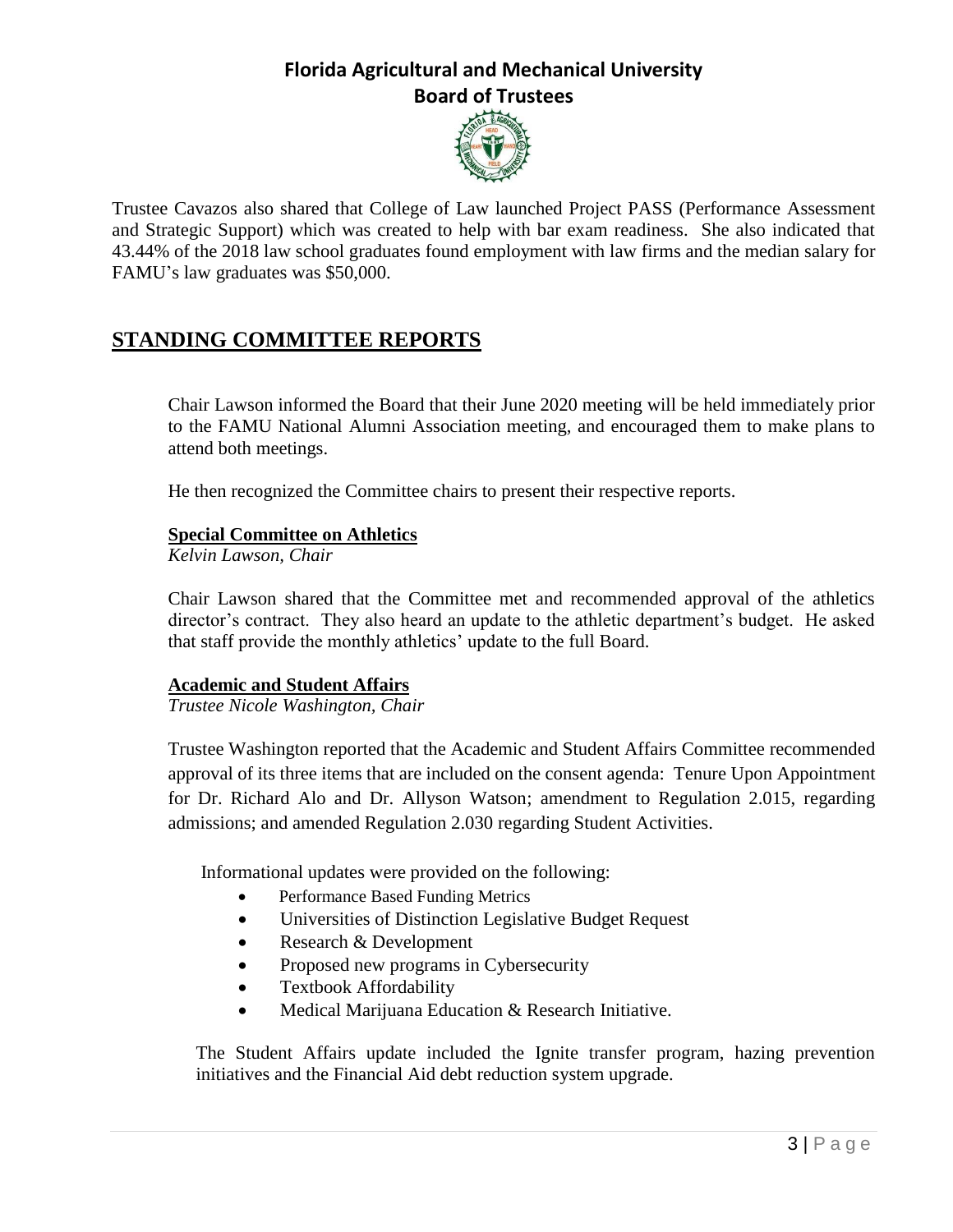Trustee Cavazos also shared that College of Law launched Project PASS (Performance Assessment and Strategic Support) which was created to help with bar exam readiness. She also indicated that 43.44% of the 2018 law school graduates found employment with law firms and the median salary for FAMU's law graduates was $50,000.

## STANDING COMMITTEE REPORTS

Chair Lawson informed the Board that their June 2020 meeting will be held immediately prior to the FAMU National Alumni Association meeting, and encouraged them to make plans to attend both meetings.

He then recognized the Committee chairs to present their respective reports.

### Special Committee on Athletics

*Kelvin Lawson, Chair*

Chair Lawson shared that the Committee met and recommended approval of the athletics director's contract. They also heard an update to the athletic department's budget. He asked that staff provide the monthly athletics' update to the full Board.

### Academic and Student Affairs

*Trustee Nicole Washington, Chair*

Trustee Washington reported that the Academic and Student Affairs Committee recommended approval of its three items that are included on the consent agenda: Tenure Upon Appointment for Dr. Richard Alo and Dr. Allyson Watson; amendment to Regulation 2.015, regarding admissions; and amended Regulation 2.030 regarding Student Activities.

Informational updates were provided on the following:

- Performance Based Funding Metrics
- Universities of Distinction Legislative Budget Request
- Research & Development
- Proposed new programs in Cybersecurity
- Textbook Affordability
- Medical Marijuana Education & Research Initiative.

The Student Affairs update included the Ignite transfer program, hazing prevention initiatives and the Financial Aid debt reduction system upgrade.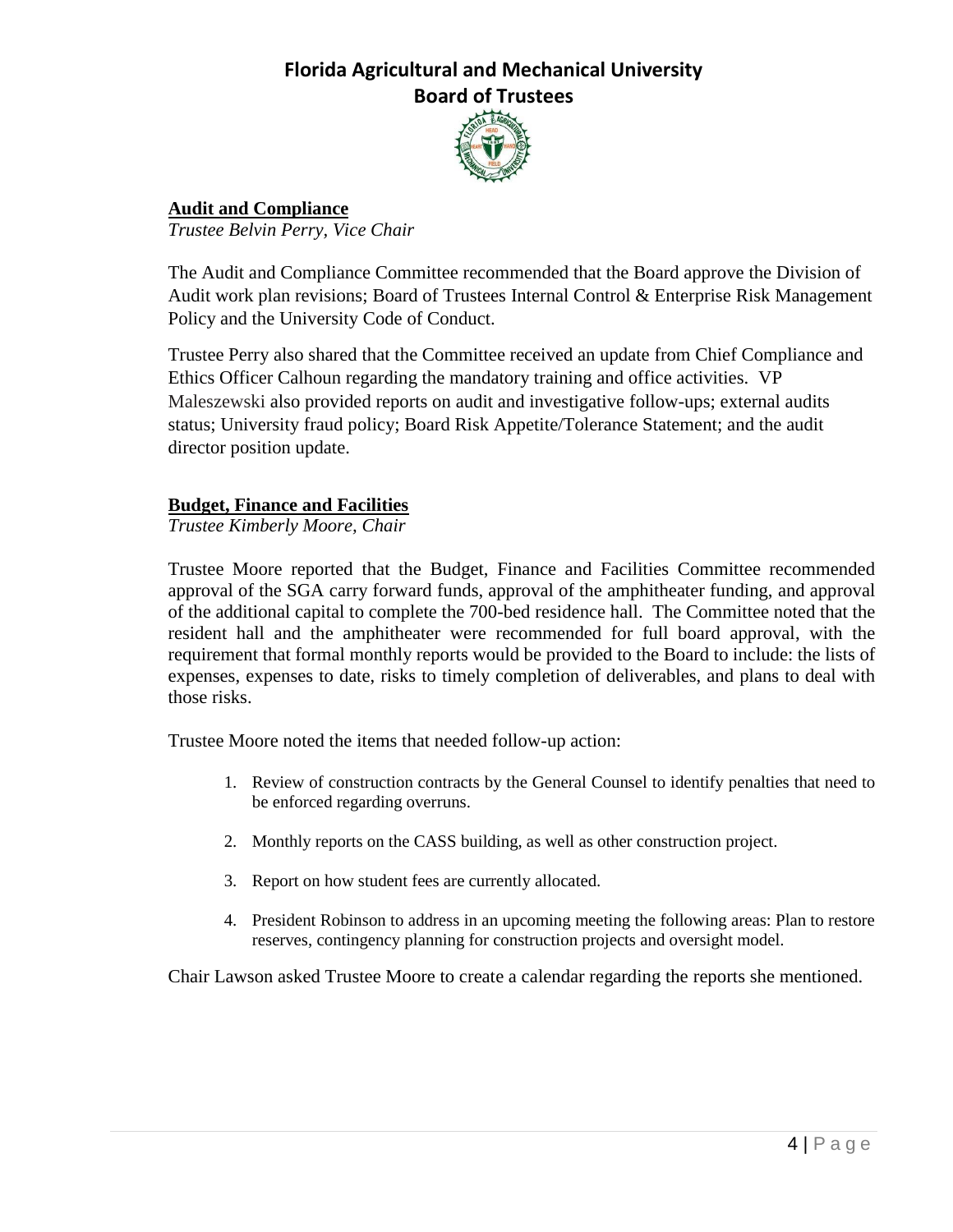**Audit and Compliance**

*Trustee Belvin Perry, Vice Chair*

The Audit and Compliance Committee recommended that the Board approve the Division of Audit work plan revisions; Board of Trustees Internal Control & Enterprise Risk Management Policy and the University Code of Conduct.

Trustee Perry also shared that the Committee received an update from Chief Compliance and Ethics Officer Calhoun regarding the mandatory training and office activities. VP Maleszewski also provided reports on audit and investigative follow-ups; external audits status; University fraud policy; Board Risk Appetite/Tolerance Statement; and the audit director position update.

**Budget, Finance and Facilities**

*Trustee Kimberly Moore, Chair*

Trustee Moore reported that the Budget, Finance and Facilities Committee recommended approval of the SGA carry forward funds, approval of the amphitheater funding, and approval of the additional capital to complete the 700-bed residence hall. The Committee noted that the resident hall and the amphitheater were recommended for full board approval, with the requirement that formal monthly reports would be provided to the Board to include: the lists of expenses, expenses to date, risks to timely completion of deliverables, and plans to deal with those risks.

Trustee Moore noted the items that needed follow-up action:

1. Review of construction contracts by the General Counsel to identify penalties that need to be enforced regarding overruns.
2. Monthly reports on the CASS building, as well as other construction project.
3. Report on how student fees are currently allocated.
4. President Robinson to address in an upcoming meeting the following areas: Plan to restore reserves, contingency planning for construction projects and oversight model.

Chair Lawson asked Trustee Moore to create a calendar regarding the reports she mentioned.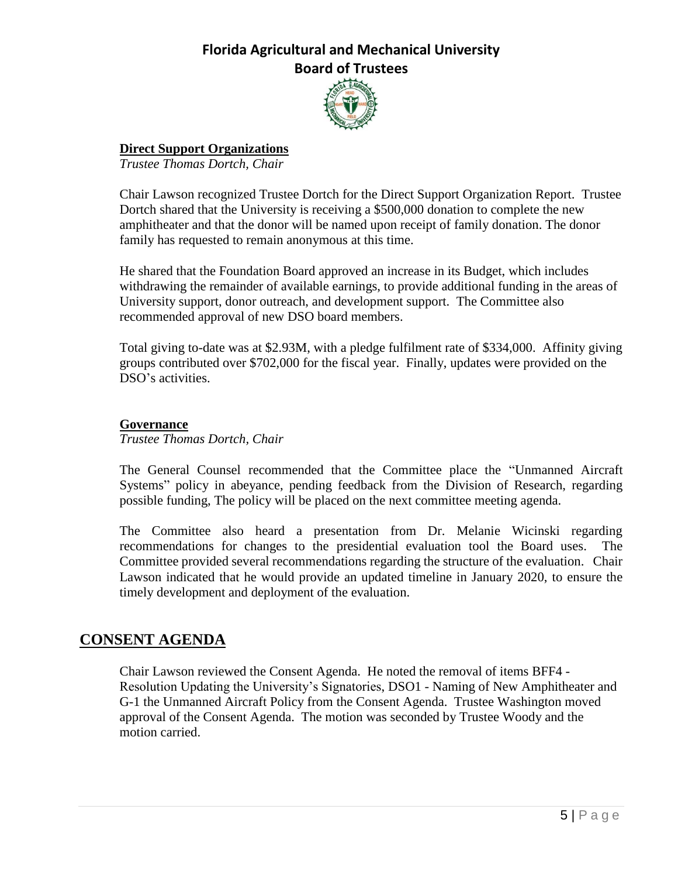**Direct Support Organizations**

*Trustee Thomas Dortch, Chair*

Chair Lawson recognized Trustee Dortch for the Direct Support Organization Report. Trustee Dortch shared that the University is receiving a $500,000 donation to complete the new amphitheater and that the donor will be named upon receipt of family donation. The donor family has requested to remain anonymous at this time.

He shared that the Foundation Board approved an increase in its Budget, which includes withdrawing the remainder of available earnings, to provide additional funding in the areas of University support, donor outreach, and development support. The Committee also recommended approval of new DSO board members.

Total giving to-date was at $2.93M, with a pledge fulfilment rate of $334,000. Affinity giving groups contributed over $702,000 for the fiscal year. Finally, updates were provided on the DSO's activities.

**Governance**

*Trustee Thomas Dortch, Chair*

The General Counsel recommended that the Committee place the "Unmanned Aircraft Systems" policy in abeyance, pending feedback from the Division of Research, regarding possible funding, The policy will be placed on the next committee meeting agenda.

The Committee also heard a presentation from Dr. Melanie Wicinski regarding recommendations for changes to the presidential evaluation tool the Board uses. The Committee provided several recommendations regarding the structure of the evaluation. Chair Lawson indicated that he would provide an updated timeline in January 2020, to ensure the timely development and deployment of the evaluation.

## CONSENT AGENDA

Chair Lawson reviewed the Consent Agenda. He noted the removal of items BFF4 - Resolution Updating the University's Signatories, DSO1 - Naming of New Amphitheater and G-1 the Unmanned Aircraft Policy from the Consent Agenda. Trustee Washington moved approval of the Consent Agenda. The motion was seconded by Trustee Woody and the motion carried.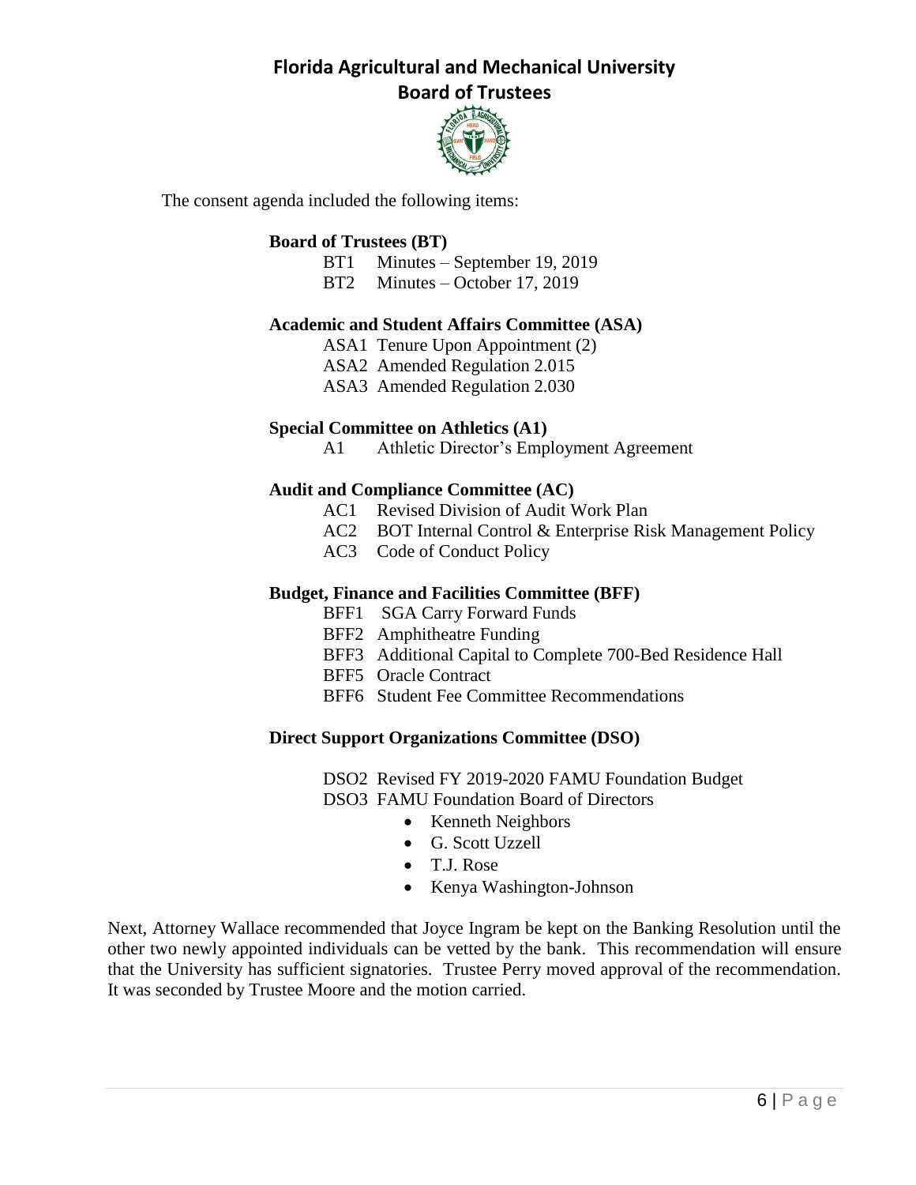The consent agenda included the following items:

**Board of Trustees (BT)**

- BT1 Minutes – September 19, 2019
- BT2 Minutes – October 17, 2019

**Academic and Student Affairs Committee (ASA)**

- ASA1 Tenure Upon Appointment (2)
- ASA2 Amended Regulation 2.015
- ASA3 Amended Regulation 2.030

**Special Committee on Athletics (A1)**

- A1 Athletic Director's Employment Agreement

**Audit and Compliance Committee (AC)**

- AC1 Revised Division of Audit Work Plan
- AC2 BOT Internal Control & Enterprise Risk Management Policy
- AC3 Code of Conduct Policy

**Budget, Finance and Facilities Committee (BFF)**

- BFF1 SGA Carry Forward Funds
- BFF2 Amphitheatre Funding
- BFF3 Additional Capital to Complete 700-Bed Residence Hall
- BFF5 Oracle Contract
- BFF6 Student Fee Committee Recommendations

**Direct Support Organizations Committee (DSO)**

- DSO2 Revised FY 2019-2020 FAMU Foundation Budget
- DSO3 FAMU Foundation Board of Directors
  - Kenneth Neighbors
  - G. Scott Uzzell
  - T.J. Rose
  - Kenya Washington-Johnson

Next, Attorney Wallace recommended that Joyce Ingram be kept on the Banking Resolution until the other two newly appointed individuals can be vetted by the bank. This recommendation will ensure that the University has sufficient signatories. Trustee Perry moved approval of the recommendation. It was seconded by Trustee Moore and the motion carried.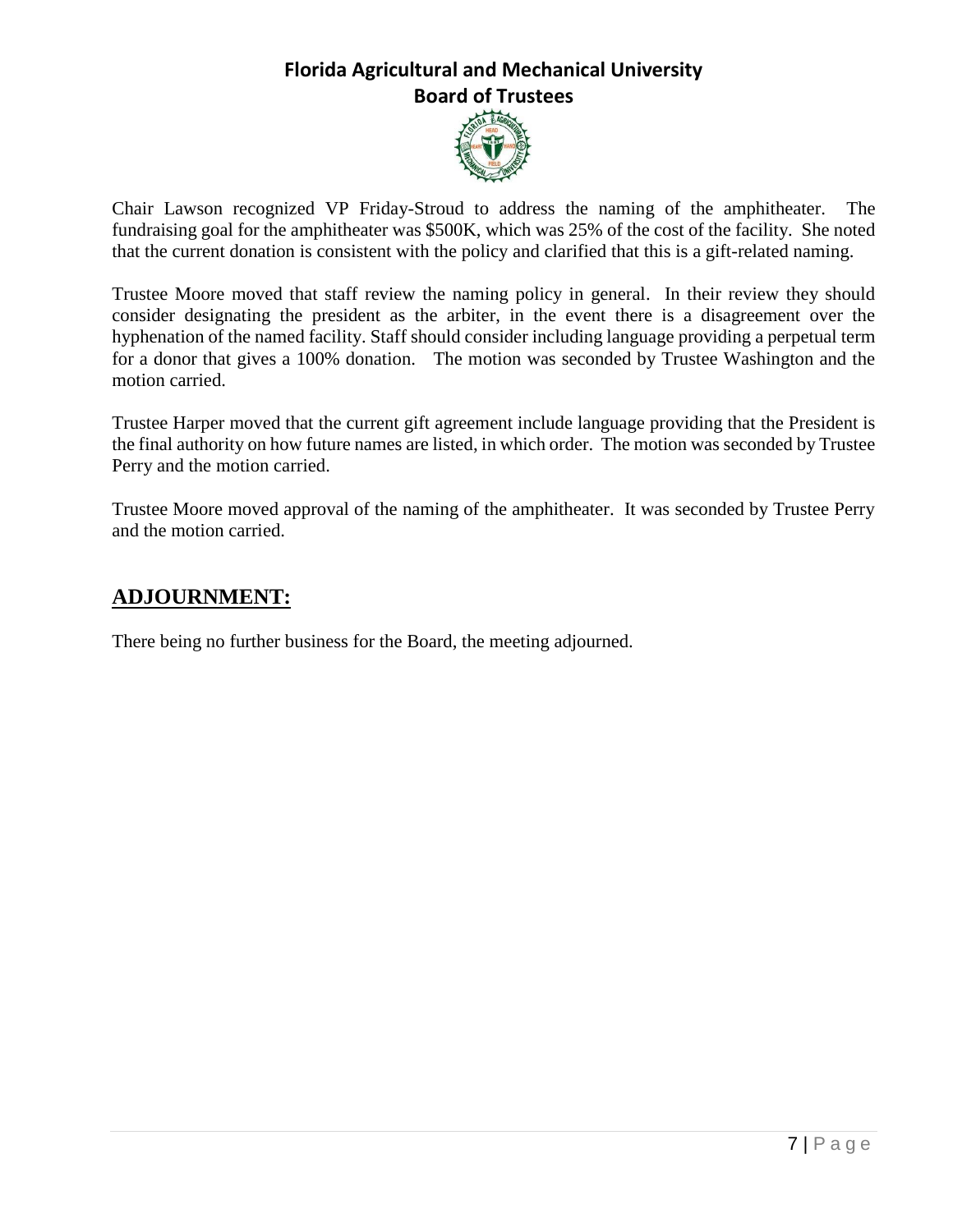Chair Lawson recognized VP Friday-Stroud to address the naming of the amphitheater. The fundraising goal for the amphitheater was $500K, which was 25% of the cost of the facility. She noted that the current donation is consistent with the policy and clarified that this is a gift-related naming.

Trustee Moore moved that staff review the naming policy in general. In their review they should consider designating the president as the arbiter, in the event there is a disagreement over the hyphenation of the named facility. Staff should consider including language providing a perpetual term for a donor that gives a 100% donation. The motion was seconded by Trustee Washington and the motion carried.

Trustee Harper moved that the current gift agreement include language providing that the President is the final authority on how future names are listed, in which order. The motion was seconded by Trustee Perry and the motion carried.

Trustee Moore moved approval of the naming of the amphitheater. It was seconded by Trustee Perry and the motion carried.

## ADJOURNMENT:

There being no further business for the Board, the meeting adjourned.